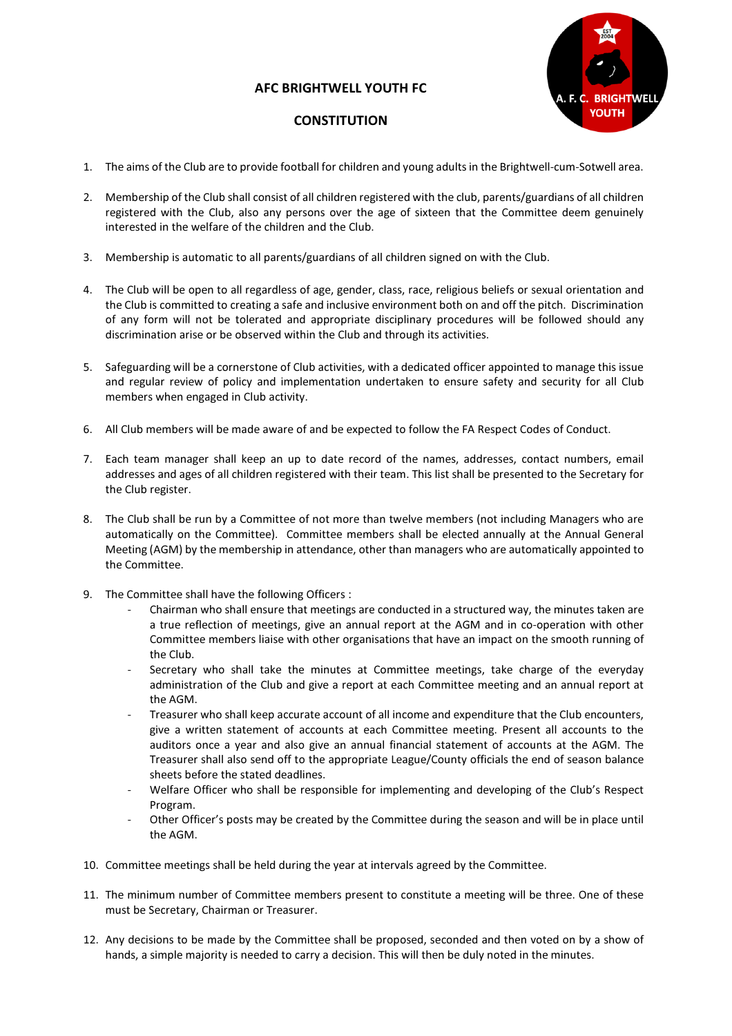# AFC BRIGHTWELL YOUTH FC

## CONSTITUTION

1. The aims of the Club are to provide football for children and young adults in the Brightwell-cum-Sotwell area.

2. Membership of the Club shall consist of all children registered with the club, parents/guardians of all children registered with the Club, also any persons over the age of sixteen that the Committee deem genuinely interested in the welfare of the children and the Club.

3. Membership is automatic to all parents/guardians of all children signed on with the Club.

4. The Club will be open to all regardless of age, gender, class, race, religious beliefs or sexual orientation and the Club is committed to creating a safe and inclusive environment both on and off the pitch. Discrimination of any form will not be tolerated and appropriate disciplinary procedures will be followed should any discrimination arise or be observed within the Club and through its activities.

5. Safeguarding will be a cornerstone of Club activities, with a dedicated officer appointed to manage this issue and regular review of policy and implementation undertaken to ensure safety and security for all Club members when engaged in Club activity.

6. All Club members will be made aware of and be expected to follow the FA Respect Codes of Conduct.

7. Each team manager shall keep an up to date record of the names, addresses, contact numbers, email addresses and ages of all children registered with their team. This list shall be presented to the Secretary for the Club register.

8. The Club shall be run by a Committee of not more than twelve members (not including Managers who are automatically on the Committee). Committee members shall be elected annually at the Annual General Meeting (AGM) by the membership in attendance, other than managers who are automatically appointed to the Committee.

9. The Committee shall have the following Officers :
   - Chairman who shall ensure that meetings are conducted in a structured way, the minutes taken are a true reflection of meetings, give an annual report at the AGM and in co-operation with other Committee members liaise with other organisations that have an impact on the smooth running of the Club.
   - Secretary who shall take the minutes at Committee meetings, take charge of the everyday administration of the Club and give a report at each Committee meeting and an annual report at the AGM.
   - Treasurer who shall keep accurate account of all income and expenditure that the Club encounters, give a written statement of accounts at each Committee meeting. Present all accounts to the auditors once a year and also give an annual financial statement of accounts at the AGM. The Treasurer shall also send off to the appropriate League/County officials the end of season balance sheets before the stated deadlines.
   - Welfare Officer who shall be responsible for implementing and developing of the Club's Respect Program.
   - Other Officer's posts may be created by the Committee during the season and will be in place until the AGM.

10. Committee meetings shall be held during the year at intervals agreed by the Committee.

11. The minimum number of Committee members present to constitute a meeting will be three. One of these must be Secretary, Chairman or Treasurer.

12. Any decisions to be made by the Committee shall be proposed, seconded and then voted on by a show of hands, a simple majority is needed to carry a decision. This will then be duly noted in the minutes.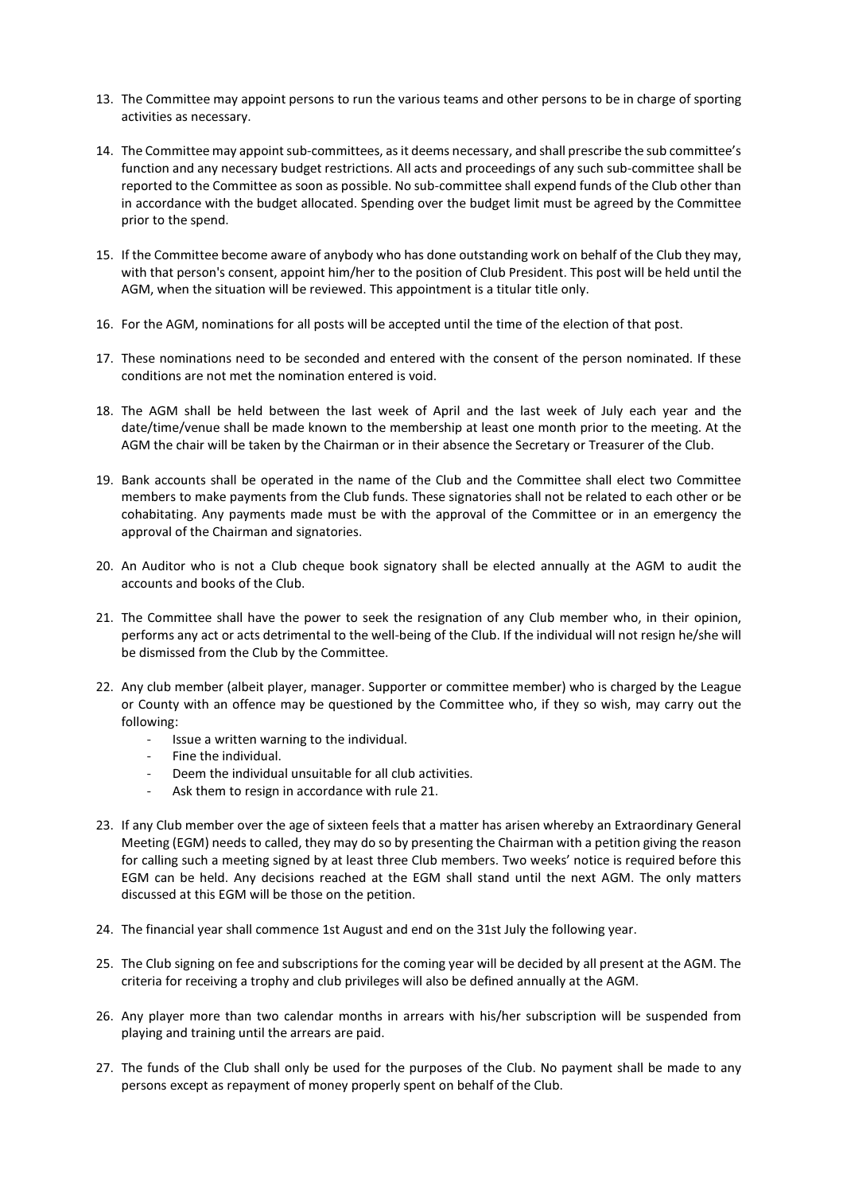13. The Committee may appoint persons to run the various teams and other persons to be in charge of sporting activities as necessary.

14. The Committee may appoint sub-committees, as it deems necessary, and shall prescribe the sub committee's function and any necessary budget restrictions. All acts and proceedings of any such sub-committee shall be reported to the Committee as soon as possible. No sub-committee shall expend funds of the Club other than in accordance with the budget allocated. Spending over the budget limit must be agreed by the Committee prior to the spend.

15. If the Committee become aware of anybody who has done outstanding work on behalf of the Club they may, with that person's consent, appoint him/her to the position of Club President. This post will be held until the AGM, when the situation will be reviewed. This appointment is a titular title only.

16. For the AGM, nominations for all posts will be accepted until the time of the election of that post.

17. These nominations need to be seconded and entered with the consent of the person nominated. If these conditions are not met the nomination entered is void.

18. The AGM shall be held between the last week of April and the last week of July each year and the date/time/venue shall be made known to the membership at least one month prior to the meeting. At the AGM the chair will be taken by the Chairman or in their absence the Secretary or Treasurer of the Club.

19. Bank accounts shall be operated in the name of the Club and the Committee shall elect two Committee members to make payments from the Club funds. These signatories shall not be related to each other or be cohabitating. Any payments made must be with the approval of the Committee or in an emergency the approval of the Chairman and signatories.

20. An Auditor who is not a Club cheque book signatory shall be elected annually at the AGM to audit the accounts and books of the Club.

21. The Committee shall have the power to seek the resignation of any Club member who, in their opinion, performs any act or acts detrimental to the well-being of the Club. If the individual will not resign he/she will be dismissed from the Club by the Committee.

22. Any club member (albeit player, manager. Supporter or committee member) who is charged by the League or County with an offence may be questioned by the Committee who, if they so wish, may carry out the following:
    - Issue a written warning to the individual.
    - Fine the individual.
    - Deem the individual unsuitable for all club activities.
    - Ask them to resign in accordance with rule 21.

23. If any Club member over the age of sixteen feels that a matter has arisen whereby an Extraordinary General Meeting (EGM) needs to called, they may do so by presenting the Chairman with a petition giving the reason for calling such a meeting signed by at least three Club members. Two weeks' notice is required before this EGM can be held. Any decisions reached at the EGM shall stand until the next AGM. The only matters discussed at this EGM will be those on the petition.

24. The financial year shall commence 1st August and end on the 31st July the following year.

25. The Club signing on fee and subscriptions for the coming year will be decided by all present at the AGM. The criteria for receiving a trophy and club privileges will also be defined annually at the AGM.

26. Any player more than two calendar months in arrears with his/her subscription will be suspended from playing and training until the arrears are paid.

27. The funds of the Club shall only be used for the purposes of the Club. No payment shall be made to any persons except as repayment of money properly spent on behalf of the Club.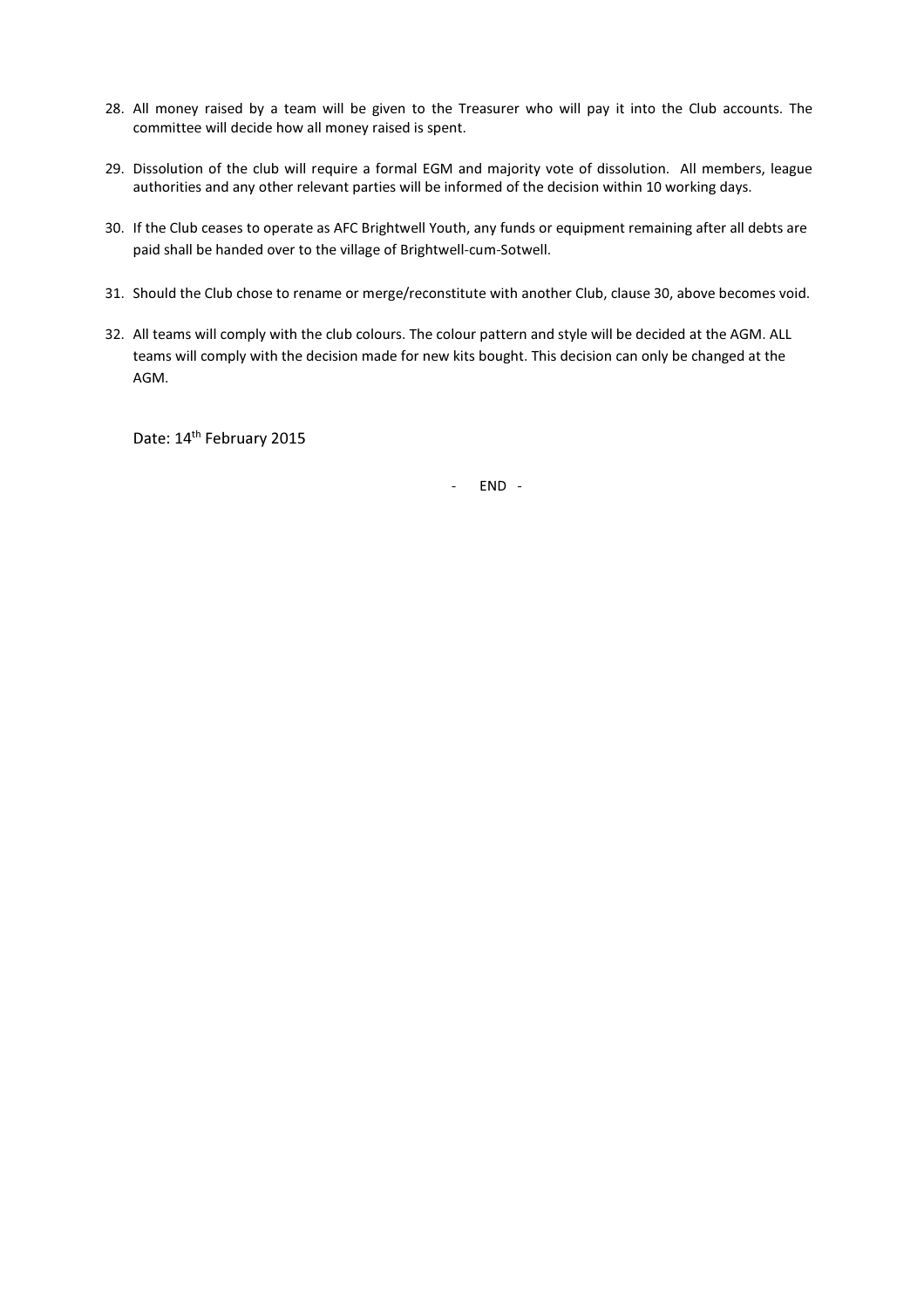28. All money raised by a team will be given to the Treasurer who will pay it into the Club accounts. The committee will decide how all money raised is spent.

29. Dissolution of the club will require a formal EGM and majority vote of dissolution. All members, league authorities and any other relevant parties will be informed of the decision within 10 working days.

30. If the Club ceases to operate as AFC Brightwell Youth, any funds or equipment remaining after all debts are paid shall be handed over to the village of Brightwell-cum-Sotwell.

31. Should the Club chose to rename or merge/reconstitute with another Club, clause 30, above becomes void.

32. All teams will comply with the club colours. The colour pattern and style will be decided at the AGM. ALL teams will comply with the decision made for new kits bought. This decision can only be changed at the AGM.

Date: 14th February 2015

\- END -